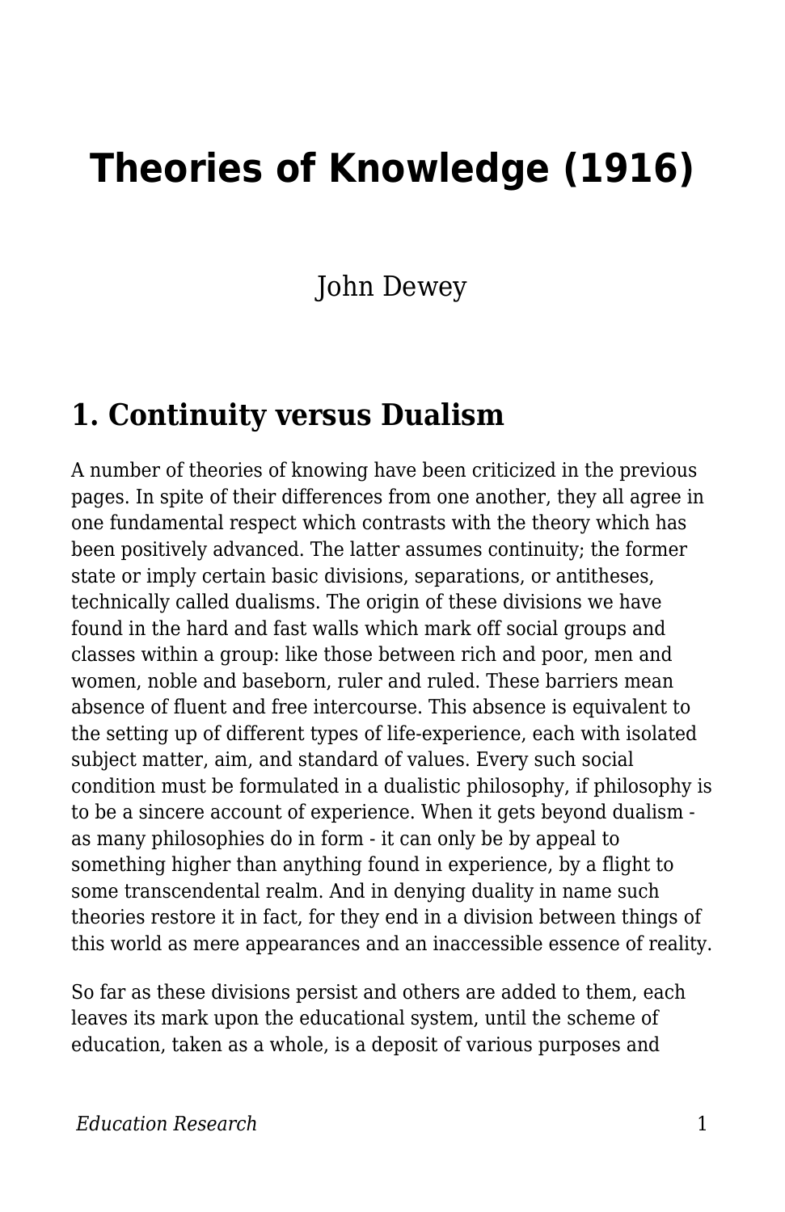# Theories of Knowledge (1916)

John Dewey

## 1. Continuity versus Dualism

A number of theories of knowing have been criticized in the previous pages. In spite of their differences from one another, they all agree in one fundamental respect which contrasts with the theory which has been positively advanced. The latter assumes continuity; the former state or imply certain basic divisions, separations, or antitheses, technically called dualisms. The origin of these divisions we have found in the hard and fast walls which mark off social groups and classes within a group: like those between rich and poor, men and women, noble and baseborn, ruler and ruled. These barriers mean absence of fluent and free intercourse. This absence is equivalent to the setting up of different types of life-experience, each with isolated subject matter, aim, and standard of values. Every such social condition must be formulated in a dualistic philosophy, if philosophy is to be a sincere account of experience. When it gets beyond dualism - as many philosophies do in form - it can only be by appeal to something higher than anything found in experience, by a flight to some transcendental realm. And in denying duality in name such theories restore it in fact, for they end in a division between things of this world as mere appearances and an inaccessible essence of reality.

So far as these divisions persist and others are added to them, each leaves its mark upon the educational system, until the scheme of education, taken as a whole, is a deposit of various purposes and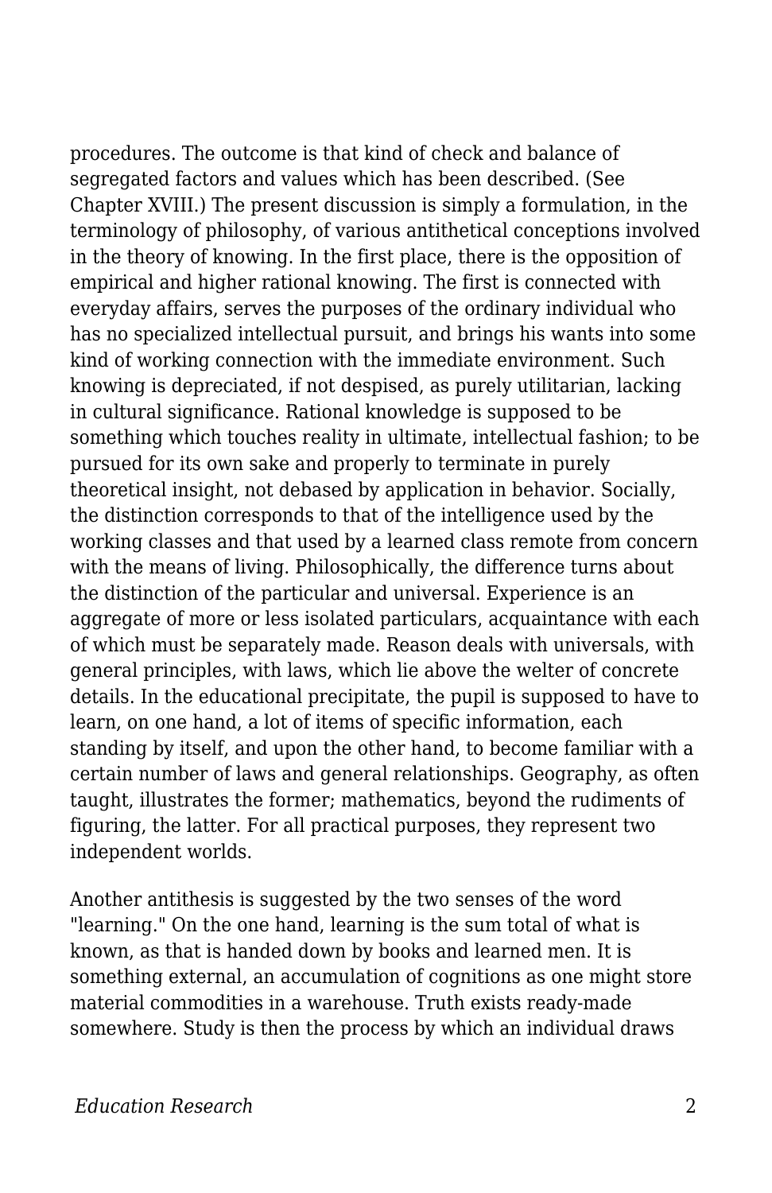procedures. The outcome is that kind of check and balance of segregated factors and values which has been described. (See Chapter XVIII.) The present discussion is simply a formulation, in the terminology of philosophy, of various antithetical conceptions involved in the theory of knowing. In the first place, there is the opposition of empirical and higher rational knowing. The first is connected with everyday affairs, serves the purposes of the ordinary individual who has no specialized intellectual pursuit, and brings his wants into some kind of working connection with the immediate environment. Such knowing is depreciated, if not despised, as purely utilitarian, lacking in cultural significance. Rational knowledge is supposed to be something which touches reality in ultimate, intellectual fashion; to be pursued for its own sake and properly to terminate in purely theoretical insight, not debased by application in behavior. Socially, the distinction corresponds to that of the intelligence used by the working classes and that used by a learned class remote from concern with the means of living. Philosophically, the difference turns about the distinction of the particular and universal. Experience is an aggregate of more or less isolated particulars, acquaintance with each of which must be separately made. Reason deals with universals, with general principles, with laws, which lie above the welter of concrete details. In the educational precipitate, the pupil is supposed to have to learn, on one hand, a lot of items of specific information, each standing by itself, and upon the other hand, to become familiar with a certain number of laws and general relationships. Geography, as often taught, illustrates the former; mathematics, beyond the rudiments of figuring, the latter. For all practical purposes, they represent two independent worlds.

Another antithesis is suggested by the two senses of the word "learning." On the one hand, learning is the sum total of what is known, as that is handed down by books and learned men. It is something external, an accumulation of cognitions as one might store material commodities in a warehouse. Truth exists ready-made somewhere. Study is then the process by which an individual draws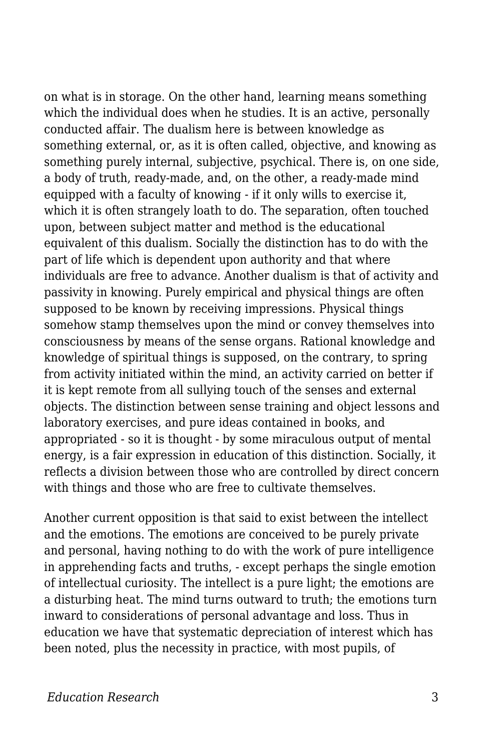on what is in storage. On the other hand, learning means something which the individual does when he studies. It is an active, personally conducted affair. The dualism here is between knowledge as something external, or, as it is often called, objective, and knowing as something purely internal, subjective, psychical. There is, on one side, a body of truth, ready-made, and, on the other, a ready-made mind equipped with a faculty of knowing - if it only wills to exercise it, which it is often strangely loath to do. The separation, often touched upon, between subject matter and method is the educational equivalent of this dualism. Socially the distinction has to do with the part of life which is dependent upon authority and that where individuals are free to advance. Another dualism is that of activity and passivity in knowing. Purely empirical and physical things are often supposed to be known by receiving impressions. Physical things somehow stamp themselves upon the mind or convey themselves into consciousness by means of the sense organs. Rational knowledge and knowledge of spiritual things is supposed, on the contrary, to spring from activity initiated within the mind, an activity carried on better if it is kept remote from all sullying touch of the senses and external objects. The distinction between sense training and object lessons and laboratory exercises, and pure ideas contained in books, and appropriated - so it is thought - by some miraculous output of mental energy, is a fair expression in education of this distinction. Socially, it reflects a division between those who are controlled by direct concern with things and those who are free to cultivate themselves.

Another current opposition is that said to exist between the intellect and the emotions. The emotions are conceived to be purely private and personal, having nothing to do with the work of pure intelligence in apprehending facts and truths, - except perhaps the single emotion of intellectual curiosity. The intellect is a pure light; the emotions are a disturbing heat. The mind turns outward to truth; the emotions turn inward to considerations of personal advantage and loss. Thus in education we have that systematic depreciation of interest which has been noted, plus the necessity in practice, with most pupils, of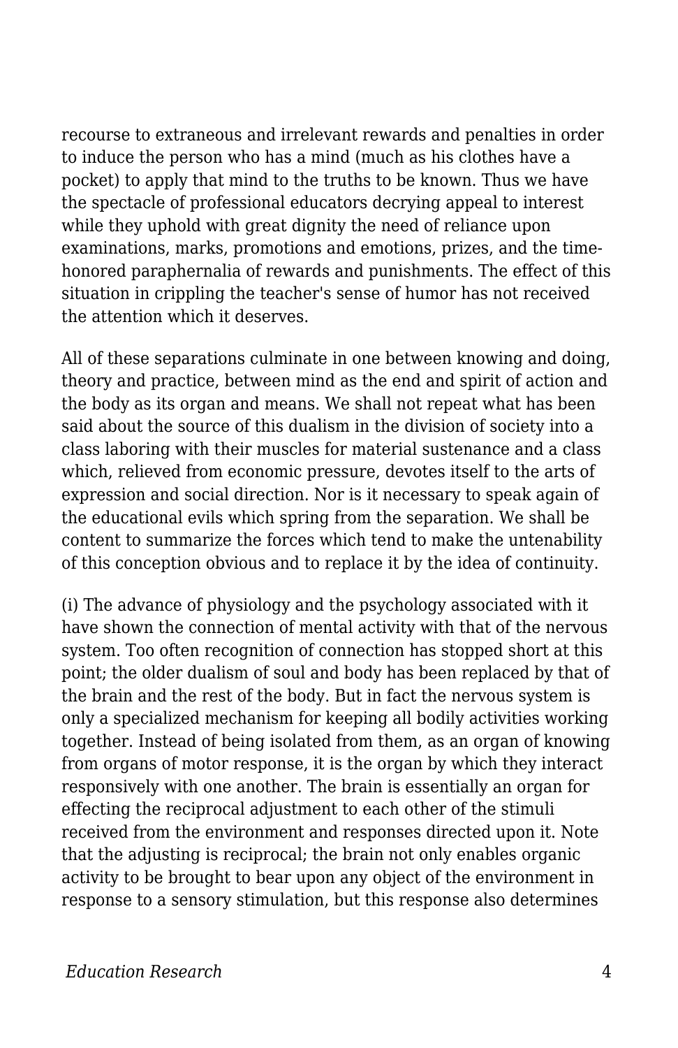recourse to extraneous and irrelevant rewards and penalties in order to induce the person who has a mind (much as his clothes have a pocket) to apply that mind to the truths to be known. Thus we have the spectacle of professional educators decrying appeal to interest while they uphold with great dignity the need of reliance upon examinations, marks, promotions and emotions, prizes, and the time-honored paraphernalia of rewards and punishments. The effect of this situation in crippling the teacher's sense of humor has not received the attention which it deserves.

All of these separations culminate in one between knowing and doing, theory and practice, between mind as the end and spirit of action and the body as its organ and means. We shall not repeat what has been said about the source of this dualism in the division of society into a class laboring with their muscles for material sustenance and a class which, relieved from economic pressure, devotes itself to the arts of expression and social direction. Nor is it necessary to speak again of the educational evils which spring from the separation. We shall be content to summarize the forces which tend to make the untenability of this conception obvious and to replace it by the idea of continuity.

(i) The advance of physiology and the psychology associated with it have shown the connection of mental activity with that of the nervous system. Too often recognition of connection has stopped short at this point; the older dualism of soul and body has been replaced by that of the brain and the rest of the body. But in fact the nervous system is only a specialized mechanism for keeping all bodily activities working together. Instead of being isolated from them, as an organ of knowing from organs of motor response, it is the organ by which they interact responsively with one another. The brain is essentially an organ for effecting the reciprocal adjustment to each other of the stimuli received from the environment and responses directed upon it. Note that the adjusting is reciprocal; the brain not only enables organic activity to be brought to bear upon any object of the environment in response to a sensory stimulation, but this response also determines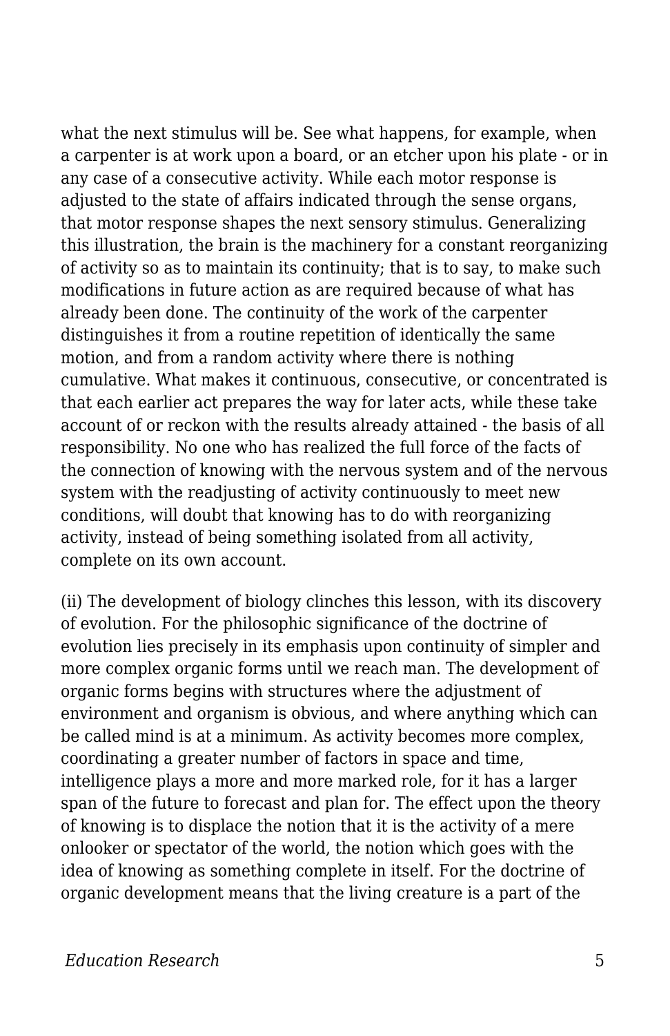what the next stimulus will be. See what happens, for example, when a carpenter is at work upon a board, or an etcher upon his plate - or in any case of a consecutive activity. While each motor response is adjusted to the state of affairs indicated through the sense organs, that motor response shapes the next sensory stimulus. Generalizing this illustration, the brain is the machinery for a constant reorganizing of activity so as to maintain its continuity; that is to say, to make such modifications in future action as are required because of what has already been done. The continuity of the work of the carpenter distinguishes it from a routine repetition of identically the same motion, and from a random activity where there is nothing cumulative. What makes it continuous, consecutive, or concentrated is that each earlier act prepares the way for later acts, while these take account of or reckon with the results already attained - the basis of all responsibility. No one who has realized the full force of the facts of the connection of knowing with the nervous system and of the nervous system with the readjusting of activity continuously to meet new conditions, will doubt that knowing has to do with reorganizing activity, instead of being something isolated from all activity, complete on its own account.

(ii) The development of biology clinches this lesson, with its discovery of evolution. For the philosophic significance of the doctrine of evolution lies precisely in its emphasis upon continuity of simpler and more complex organic forms until we reach man. The development of organic forms begins with structures where the adjustment of environment and organism is obvious, and where anything which can be called mind is at a minimum. As activity becomes more complex, coordinating a greater number of factors in space and time, intelligence plays a more and more marked role, for it has a larger span of the future to forecast and plan for. The effect upon the theory of knowing is to displace the notion that it is the activity of a mere onlooker or spectator of the world, the notion which goes with the idea of knowing as something complete in itself. For the doctrine of organic development means that the living creature is a part of the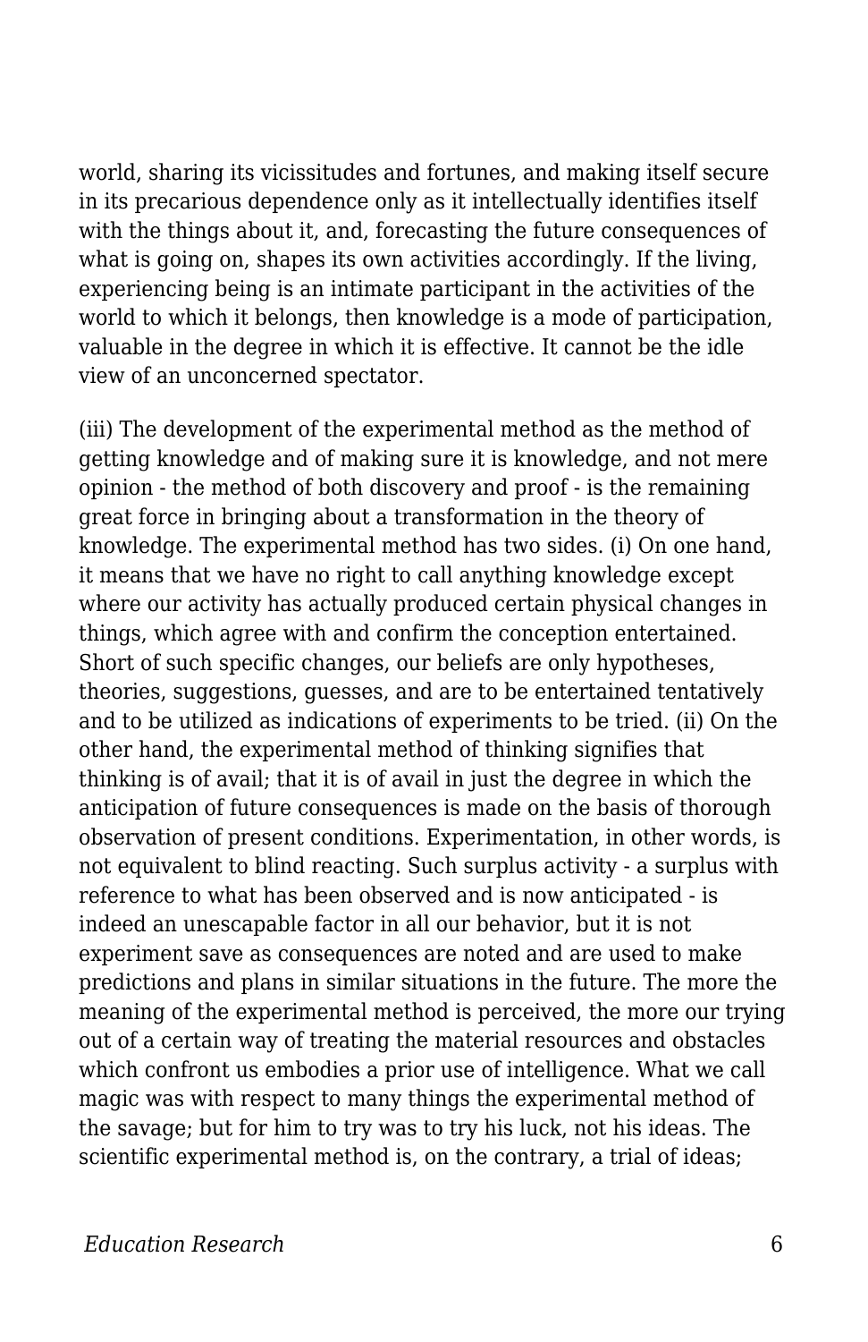world, sharing its vicissitudes and fortunes, and making itself secure in its precarious dependence only as it intellectually identifies itself with the things about it, and, forecasting the future consequences of what is going on, shapes its own activities accordingly. If the living, experiencing being is an intimate participant in the activities of the world to which it belongs, then knowledge is a mode of participation, valuable in the degree in which it is effective. It cannot be the idle view of an unconcerned spectator.

(iii) The development of the experimental method as the method of getting knowledge and of making sure it is knowledge, and not mere opinion - the method of both discovery and proof - is the remaining great force in bringing about a transformation in the theory of knowledge. The experimental method has two sides. (i) On one hand, it means that we have no right to call anything knowledge except where our activity has actually produced certain physical changes in things, which agree with and confirm the conception entertained. Short of such specific changes, our beliefs are only hypotheses, theories, suggestions, guesses, and are to be entertained tentatively and to be utilized as indications of experiments to be tried. (ii) On the other hand, the experimental method of thinking signifies that thinking is of avail; that it is of avail in just the degree in which the anticipation of future consequences is made on the basis of thorough observation of present conditions. Experimentation, in other words, is not equivalent to blind reacting. Such surplus activity - a surplus with reference to what has been observed and is now anticipated - is indeed an unescapable factor in all our behavior, but it is not experiment save as consequences are noted and are used to make predictions and plans in similar situations in the future. The more the meaning of the experimental method is perceived, the more our trying out of a certain way of treating the material resources and obstacles which confront us embodies a prior use of intelligence. What we call magic was with respect to many things the experimental method of the savage; but for him to try was to try his luck, not his ideas. The scientific experimental method is, on the contrary, a trial of ideas;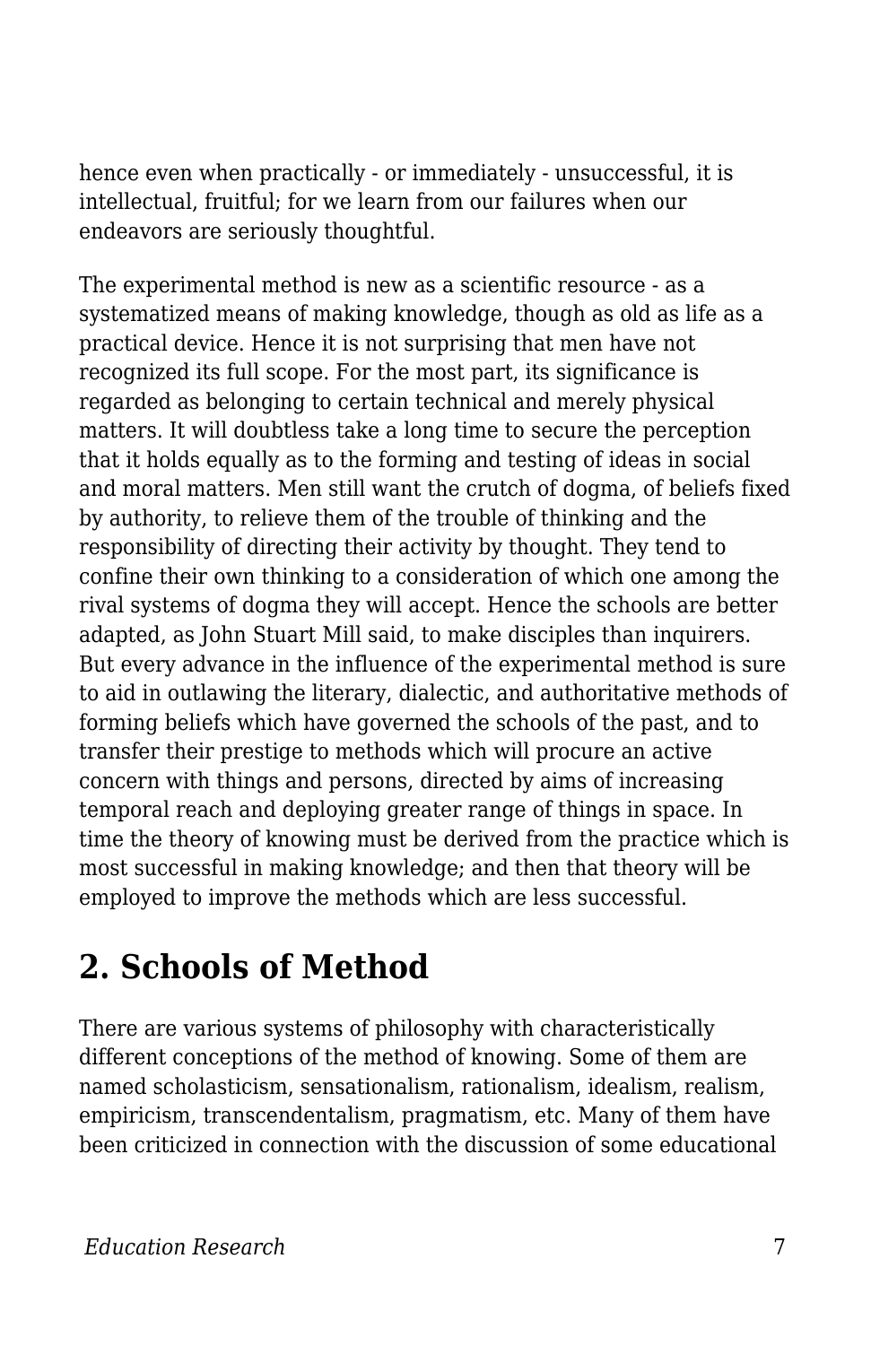hence even when practically - or immediately - unsuccessful, it is intellectual, fruitful; for we learn from our failures when our endeavors are seriously thoughtful.

The experimental method is new as a scientific resource - as a systematized means of making knowledge, though as old as life as a practical device. Hence it is not surprising that men have not recognized its full scope. For the most part, its significance is regarded as belonging to certain technical and merely physical matters. It will doubtless take a long time to secure the perception that it holds equally as to the forming and testing of ideas in social and moral matters. Men still want the crutch of dogma, of beliefs fixed by authority, to relieve them of the trouble of thinking and the responsibility of directing their activity by thought. They tend to confine their own thinking to a consideration of which one among the rival systems of dogma they will accept. Hence the schools are better adapted, as John Stuart Mill said, to make disciples than inquirers. But every advance in the influence of the experimental method is sure to aid in outlawing the literary, dialectic, and authoritative methods of forming beliefs which have governed the schools of the past, and to transfer their prestige to methods which will procure an active concern with things and persons, directed by aims of increasing temporal reach and deploying greater range of things in space. In time the theory of knowing must be derived from the practice which is most successful in making knowledge; and then that theory will be employed to improve the methods which are less successful.

## 2. Schools of Method

There are various systems of philosophy with characteristically different conceptions of the method of knowing. Some of them are named scholasticism, sensationalism, rationalism, idealism, realism, empiricism, transcendentalism, pragmatism, etc. Many of them have been criticized in connection with the discussion of some educational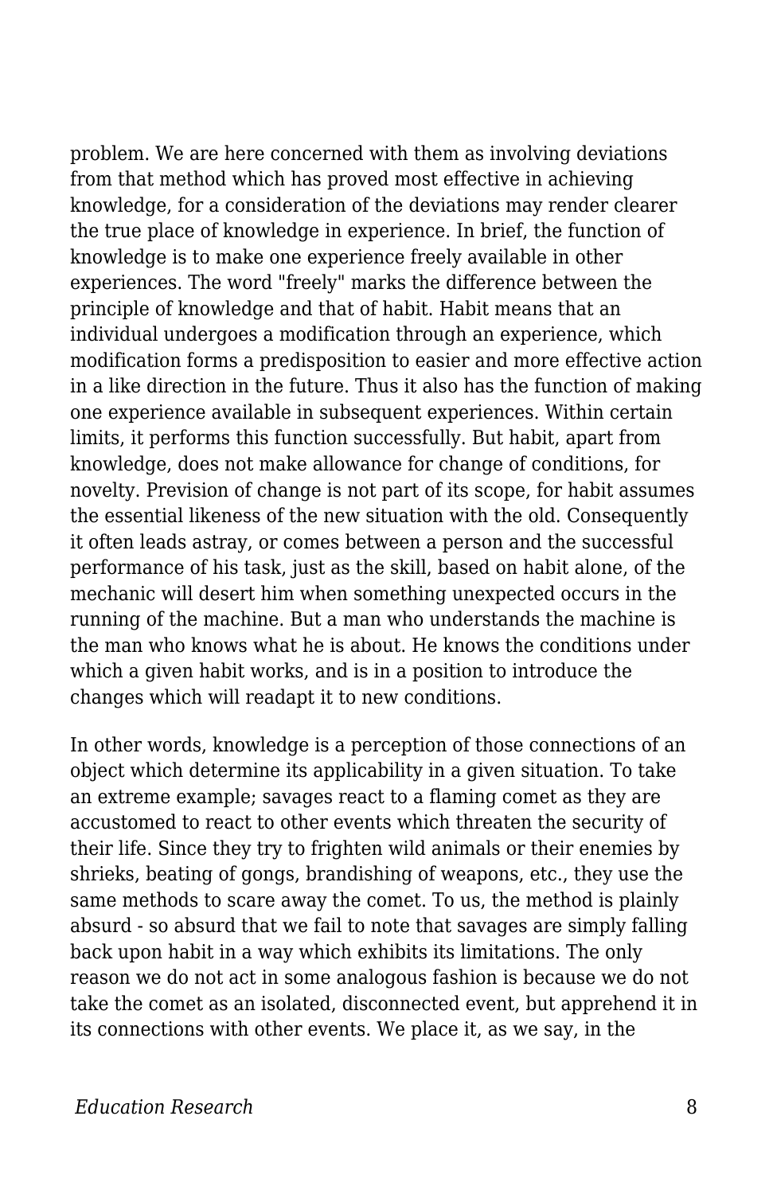problem. We are here concerned with them as involving deviations from that method which has proved most effective in achieving knowledge, for a consideration of the deviations may render clearer the true place of knowledge in experience. In brief, the function of knowledge is to make one experience freely available in other experiences. The word "freely" marks the difference between the principle of knowledge and that of habit. Habit means that an individual undergoes a modification through an experience, which modification forms a predisposition to easier and more effective action in a like direction in the future. Thus it also has the function of making one experience available in subsequent experiences. Within certain limits, it performs this function successfully. But habit, apart from knowledge, does not make allowance for change of conditions, for novelty. Prevision of change is not part of its scope, for habit assumes the essential likeness of the new situation with the old. Consequently it often leads astray, or comes between a person and the successful performance of his task, just as the skill, based on habit alone, of the mechanic will desert him when something unexpected occurs in the running of the machine. But a man who understands the machine is the man who knows what he is about. He knows the conditions under which a given habit works, and is in a position to introduce the changes which will readapt it to new conditions.

In other words, knowledge is a perception of those connections of an object which determine its applicability in a given situation. To take an extreme example; savages react to a flaming comet as they are accustomed to react to other events which threaten the security of their life. Since they try to frighten wild animals or their enemies by shrieks, beating of gongs, brandishing of weapons, etc., they use the same methods to scare away the comet. To us, the method is plainly absurd - so absurd that we fail to note that savages are simply falling back upon habit in a way which exhibits its limitations. The only reason we do not act in some analogous fashion is because we do not take the comet as an isolated, disconnected event, but apprehend it in its connections with other events. We place it, as we say, in the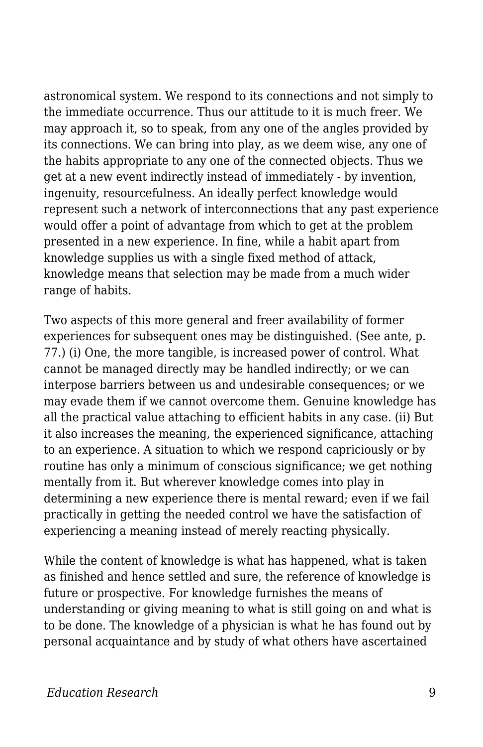astronomical system. We respond to its connections and not simply to the immediate occurrence. Thus our attitude to it is much freer. We may approach it, so to speak, from any one of the angles provided by its connections. We can bring into play, as we deem wise, any one of the habits appropriate to any one of the connected objects. Thus we get at a new event indirectly instead of immediately - by invention, ingenuity, resourcefulness. An ideally perfect knowledge would represent such a network of interconnections that any past experience would offer a point of advantage from which to get at the problem presented in a new experience. In fine, while a habit apart from knowledge supplies us with a single fixed method of attack, knowledge means that selection may be made from a much wider range of habits.

Two aspects of this more general and freer availability of former experiences for subsequent ones may be distinguished. (See ante, p. 77.) (i) One, the more tangible, is increased power of control. What cannot be managed directly may be handled indirectly; or we can interpose barriers between us and undesirable consequences; or we may evade them if we cannot overcome them. Genuine knowledge has all the practical value attaching to efficient habits in any case. (ii) But it also increases the meaning, the experienced significance, attaching to an experience. A situation to which we respond capriciously or by routine has only a minimum of conscious significance; we get nothing mentally from it. But wherever knowledge comes into play in determining a new experience there is mental reward; even if we fail practically in getting the needed control we have the satisfaction of experiencing a meaning instead of merely reacting physically.

While the content of knowledge is what has happened, what is taken as finished and hence settled and sure, the reference of knowledge is future or prospective. For knowledge furnishes the means of understanding or giving meaning to what is still going on and what is to be done. The knowledge of a physician is what he has found out by personal acquaintance and by study of what others have ascertained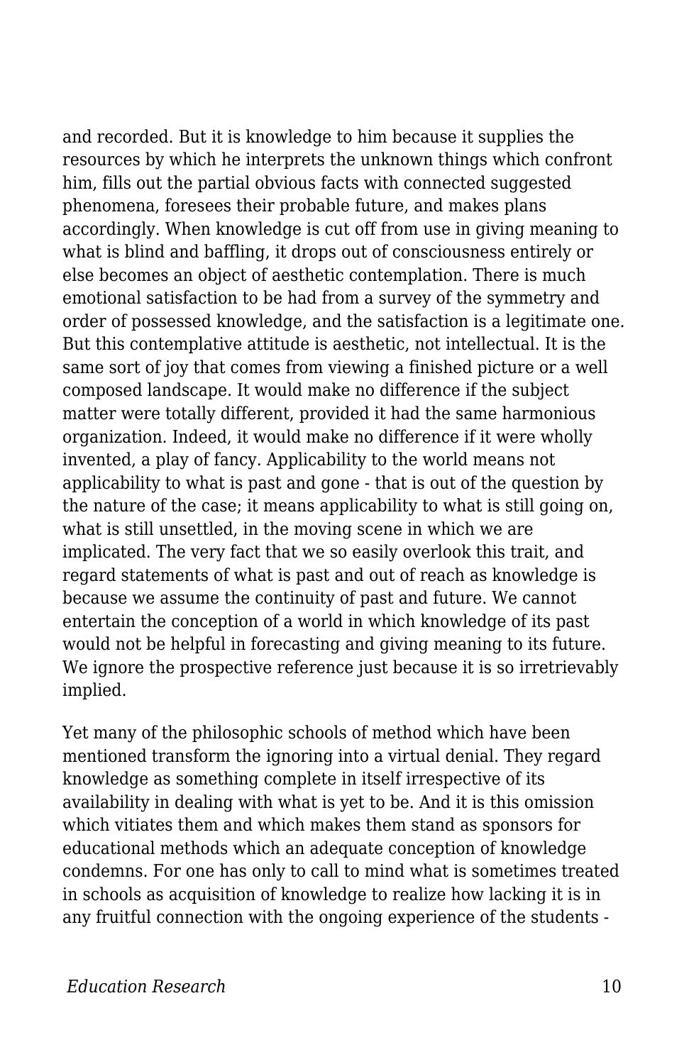and recorded. But it is knowledge to him because it supplies the resources by which he interprets the unknown things which confront him, fills out the partial obvious facts with connected suggested phenomena, foresees their probable future, and makes plans accordingly. When knowledge is cut off from use in giving meaning to what is blind and baffling, it drops out of consciousness entirely or else becomes an object of aesthetic contemplation. There is much emotional satisfaction to be had from a survey of the symmetry and order of possessed knowledge, and the satisfaction is a legitimate one. But this contemplative attitude is aesthetic, not intellectual. It is the same sort of joy that comes from viewing a finished picture or a well composed landscape. It would make no difference if the subject matter were totally different, provided it had the same harmonious organization. Indeed, it would make no difference if it were wholly invented, a play of fancy. Applicability to the world means not applicability to what is past and gone - that is out of the question by the nature of the case; it means applicability to what is still going on, what is still unsettled, in the moving scene in which we are implicated. The very fact that we so easily overlook this trait, and regard statements of what is past and out of reach as knowledge is because we assume the continuity of past and future. We cannot entertain the conception of a world in which knowledge of its past would not be helpful in forecasting and giving meaning to its future. We ignore the prospective reference just because it is so irretrievably implied.

Yet many of the philosophic schools of method which have been mentioned transform the ignoring into a virtual denial. They regard knowledge as something complete in itself irrespective of its availability in dealing with what is yet to be. And it is this omission which vitiates them and which makes them stand as sponsors for educational methods which an adequate conception of knowledge condemns. For one has only to call to mind what is sometimes treated in schools as acquisition of knowledge to realize how lacking it is in any fruitful connection with the ongoing experience of the students -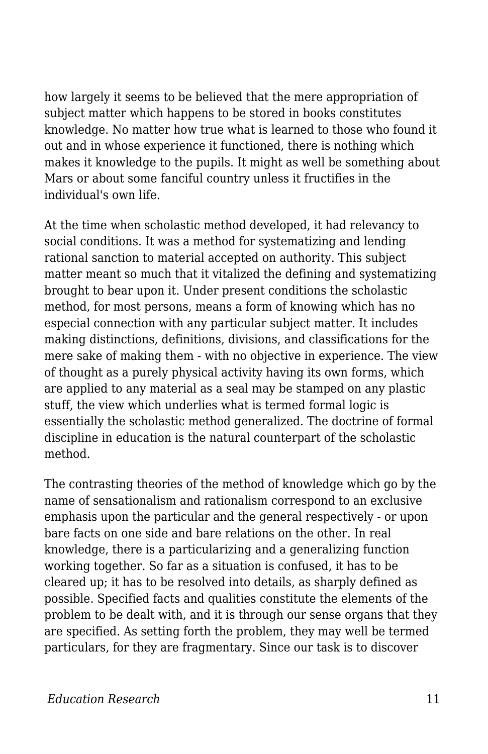how largely it seems to be believed that the mere appropriation of subject matter which happens to be stored in books constitutes knowledge. No matter how true what is learned to those who found it out and in whose experience it functioned, there is nothing which makes it knowledge to the pupils. It might as well be something about Mars or about some fanciful country unless it fructifies in the individual's own life.

At the time when scholastic method developed, it had relevancy to social conditions. It was a method for systematizing and lending rational sanction to material accepted on authority. This subject matter meant so much that it vitalized the defining and systematizing brought to bear upon it. Under present conditions the scholastic method, for most persons, means a form of knowing which has no especial connection with any particular subject matter. It includes making distinctions, definitions, divisions, and classifications for the mere sake of making them - with no objective in experience. The view of thought as a purely physical activity having its own forms, which are applied to any material as a seal may be stamped on any plastic stuff, the view which underlies what is termed formal logic is essentially the scholastic method generalized. The doctrine of formal discipline in education is the natural counterpart of the scholastic method.

The contrasting theories of the method of knowledge which go by the name of sensationalism and rationalism correspond to an exclusive emphasis upon the particular and the general respectively - or upon bare facts on one side and bare relations on the other. In real knowledge, there is a particularizing and a generalizing function working together. So far as a situation is confused, it has to be cleared up; it has to be resolved into details, as sharply defined as possible. Specified facts and qualities constitute the elements of the problem to be dealt with, and it is through our sense organs that they are specified. As setting forth the problem, they may well be termed particulars, for they are fragmentary. Since our task is to discover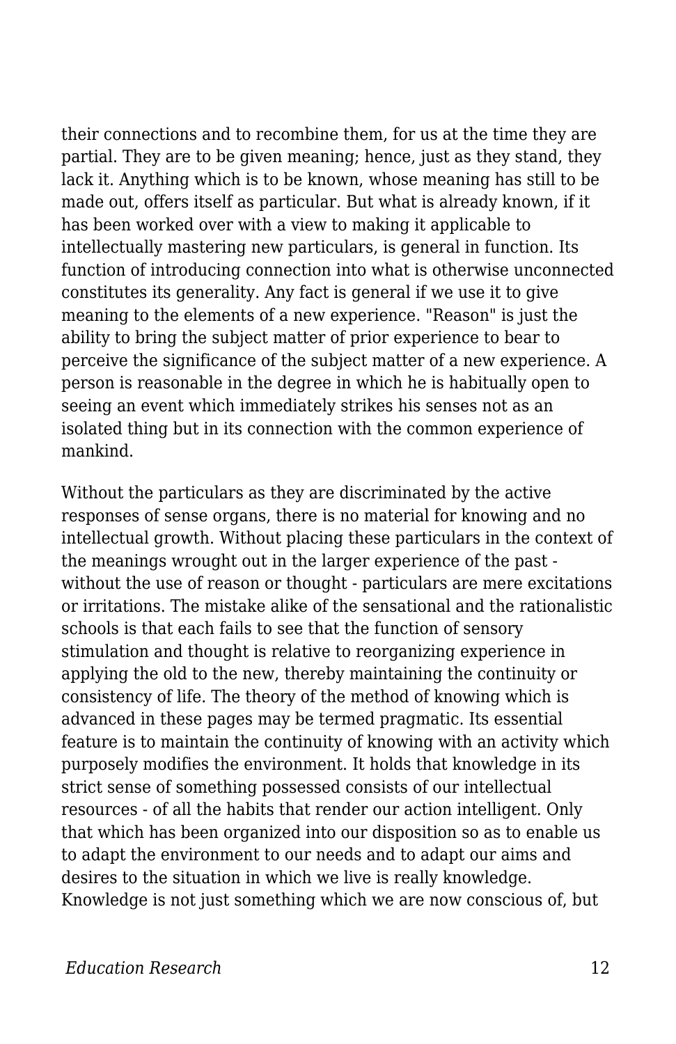their connections and to recombine them, for us at the time they are partial. They are to be given meaning; hence, just as they stand, they lack it. Anything which is to be known, whose meaning has still to be made out, offers itself as particular. But what is already known, if it has been worked over with a view to making it applicable to intellectually mastering new particulars, is general in function. Its function of introducing connection into what is otherwise unconnected constitutes its generality. Any fact is general if we use it to give meaning to the elements of a new experience. "Reason" is just the ability to bring the subject matter of prior experience to bear to perceive the significance of the subject matter of a new experience. A person is reasonable in the degree in which he is habitually open to seeing an event which immediately strikes his senses not as an isolated thing but in its connection with the common experience of mankind.

Without the particulars as they are discriminated by the active responses of sense organs, there is no material for knowing and no intellectual growth. Without placing these particulars in the context of the meanings wrought out in the larger experience of the past - without the use of reason or thought - particulars are mere excitations or irritations. The mistake alike of the sensational and the rationalistic schools is that each fails to see that the function of sensory stimulation and thought is relative to reorganizing experience in applying the old to the new, thereby maintaining the continuity or consistency of life. The theory of the method of knowing which is advanced in these pages may be termed pragmatic. Its essential feature is to maintain the continuity of knowing with an activity which purposely modifies the environment. It holds that knowledge in its strict sense of something possessed consists of our intellectual resources - of all the habits that render our action intelligent. Only that which has been organized into our disposition so as to enable us to adapt the environment to our needs and to adapt our aims and desires to the situation in which we live is really knowledge. Knowledge is not just something which we are now conscious of, but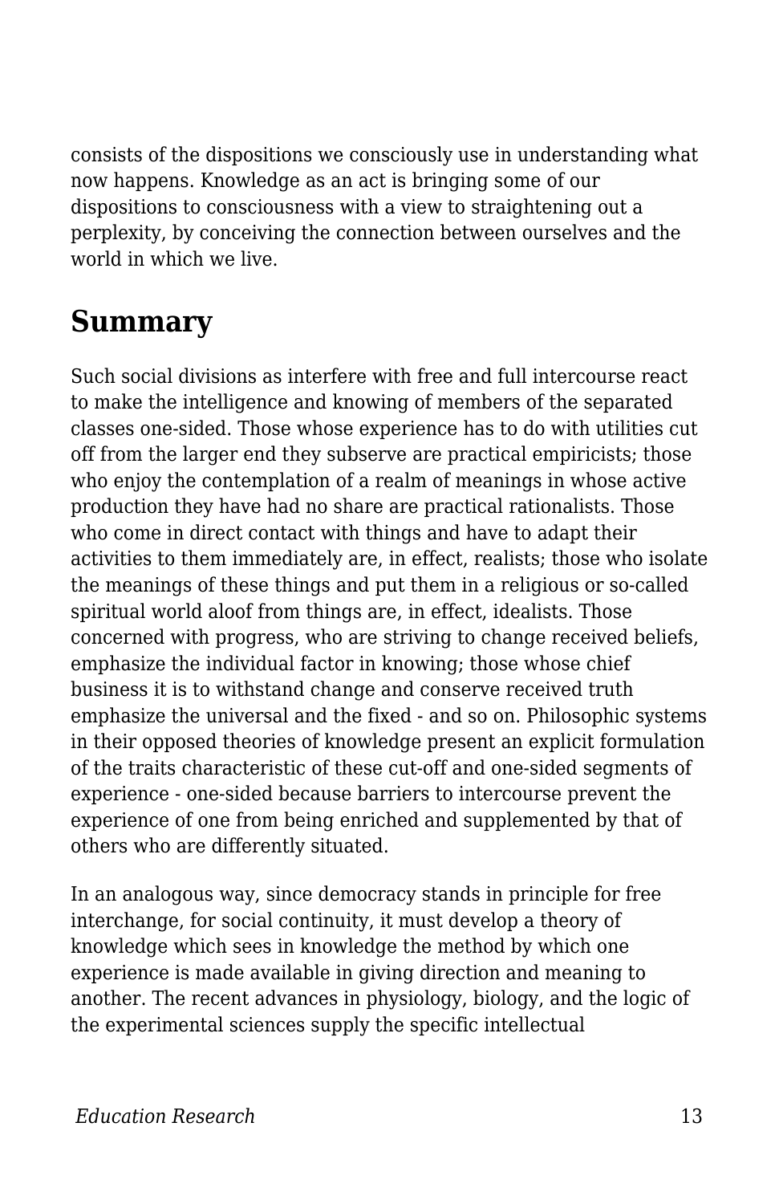consists of the dispositions we consciously use in understanding what now happens. Knowledge as an act is bringing some of our dispositions to consciousness with a view to straightening out a perplexity, by conceiving the connection between ourselves and the world in which we live.

## Summary

Such social divisions as interfere with free and full intercourse react to make the intelligence and knowing of members of the separated classes one-sided. Those whose experience has to do with utilities cut off from the larger end they subserve are practical empiricists; those who enjoy the contemplation of a realm of meanings in whose active production they have had no share are practical rationalists. Those who come in direct contact with things and have to adapt their activities to them immediately are, in effect, realists; those who isolate the meanings of these things and put them in a religious or so-called spiritual world aloof from things are, in effect, idealists. Those concerned with progress, who are striving to change received beliefs, emphasize the individual factor in knowing; those whose chief business it is to withstand change and conserve received truth emphasize the universal and the fixed - and so on. Philosophic systems in their opposed theories of knowledge present an explicit formulation of the traits characteristic of these cut-off and one-sided segments of experience - one-sided because barriers to intercourse prevent the experience of one from being enriched and supplemented by that of others who are differently situated.

In an analogous way, since democracy stands in principle for free interchange, for social continuity, it must develop a theory of knowledge which sees in knowledge the method by which one experience is made available in giving direction and meaning to another. The recent advances in physiology, biology, and the logic of the experimental sciences supply the specific intellectual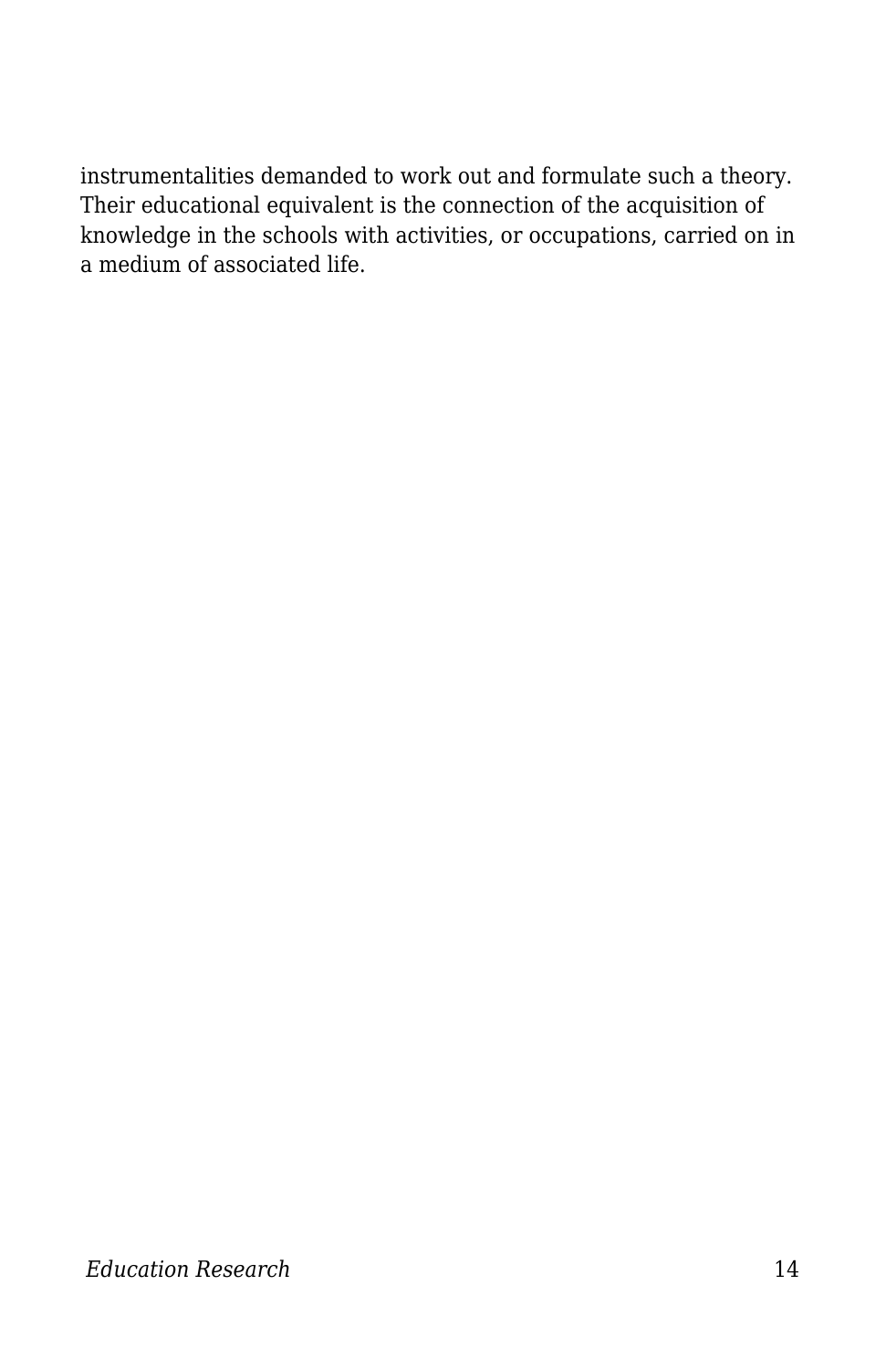instrumentalities demanded to work out and formulate such a theory. Their educational equivalent is the connection of the acquisition of knowledge in the schools with activities, or occupations, carried on in a medium of associated life.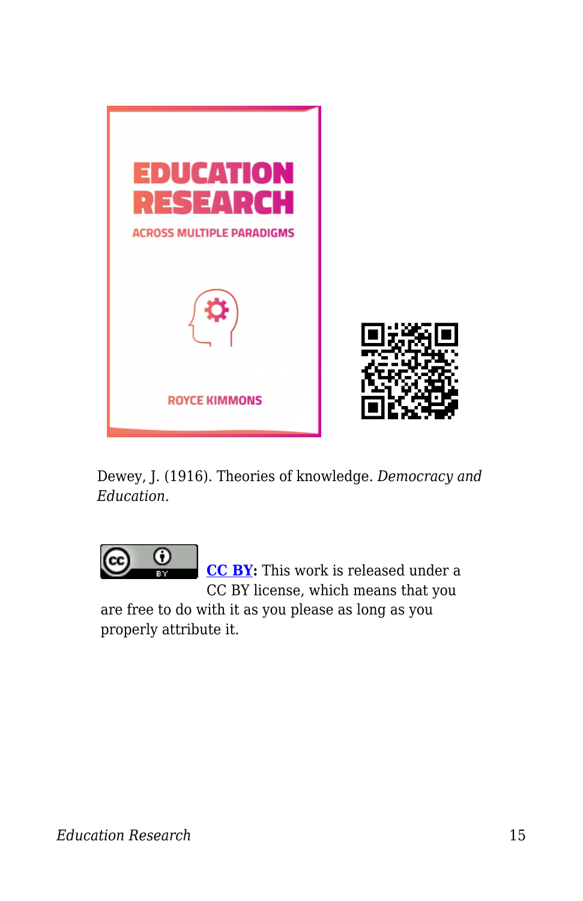Dewey, J. (1916). Theories of knowledge. *Democracy and Education*.

**CC BY:** This work is released under a CC BY license, which means that you are free to do with it as you please as long as you properly attribute it.